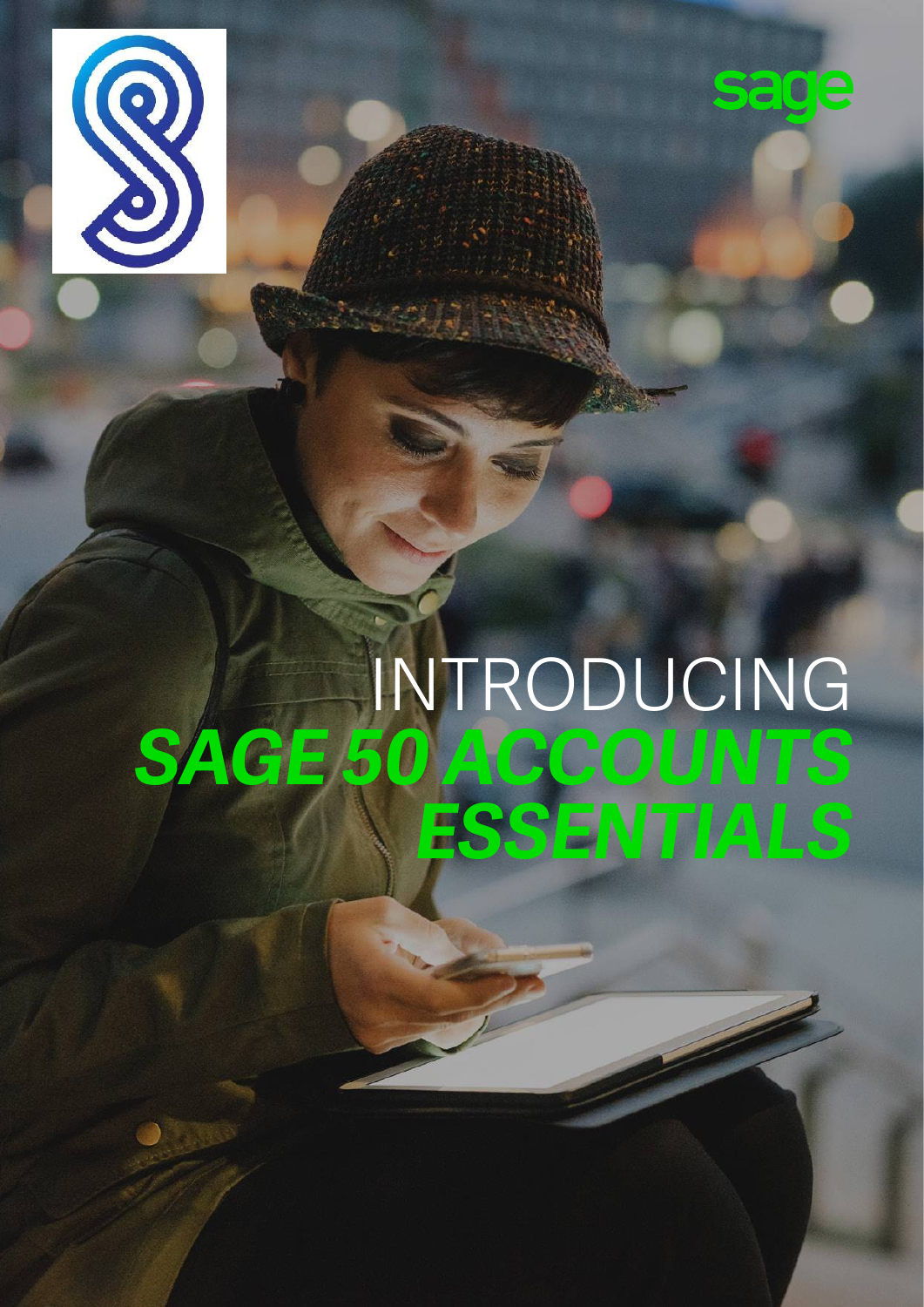sage

# INTRODUCING *SAGE 50 ACCOUNTS ESSENTIALS*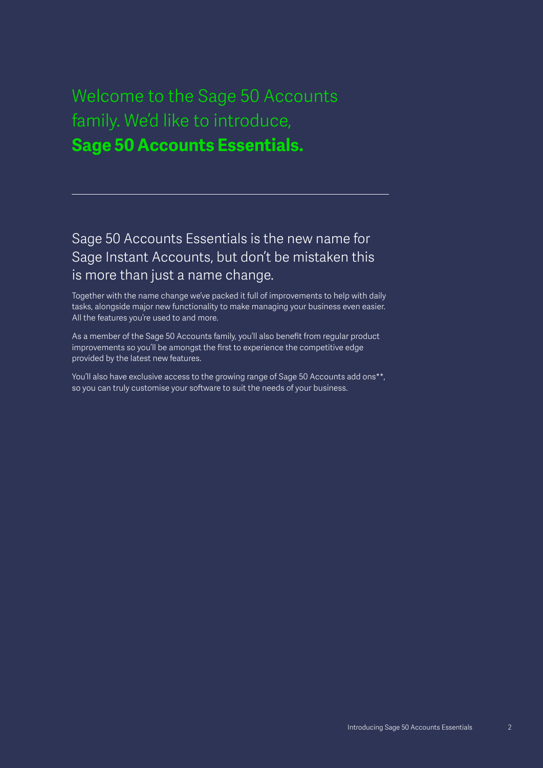# Welcome to the Sage 50 Accounts family. We'd like to introduce, **Sage 50 Accounts Essentials.**

## Sage 50 Accounts Essentials is the new name for Sage Instant Accounts, but don't be mistaken this is more than just a name change.

Together with the name change we've packed it full of improvements to help with daily tasks, alongside major new functionality to make managing your business even easier. All the features you're used to and more.

As a member of the Sage 50 Accounts family, you'll also benefit from regular product improvements so you'll be amongst the first to experience the competitive edge provided by the latest new features.

You'll also have exclusive access to the growing range of Sage 50 Accounts add ons**, so you can truly customise your software to suit the needs of your business.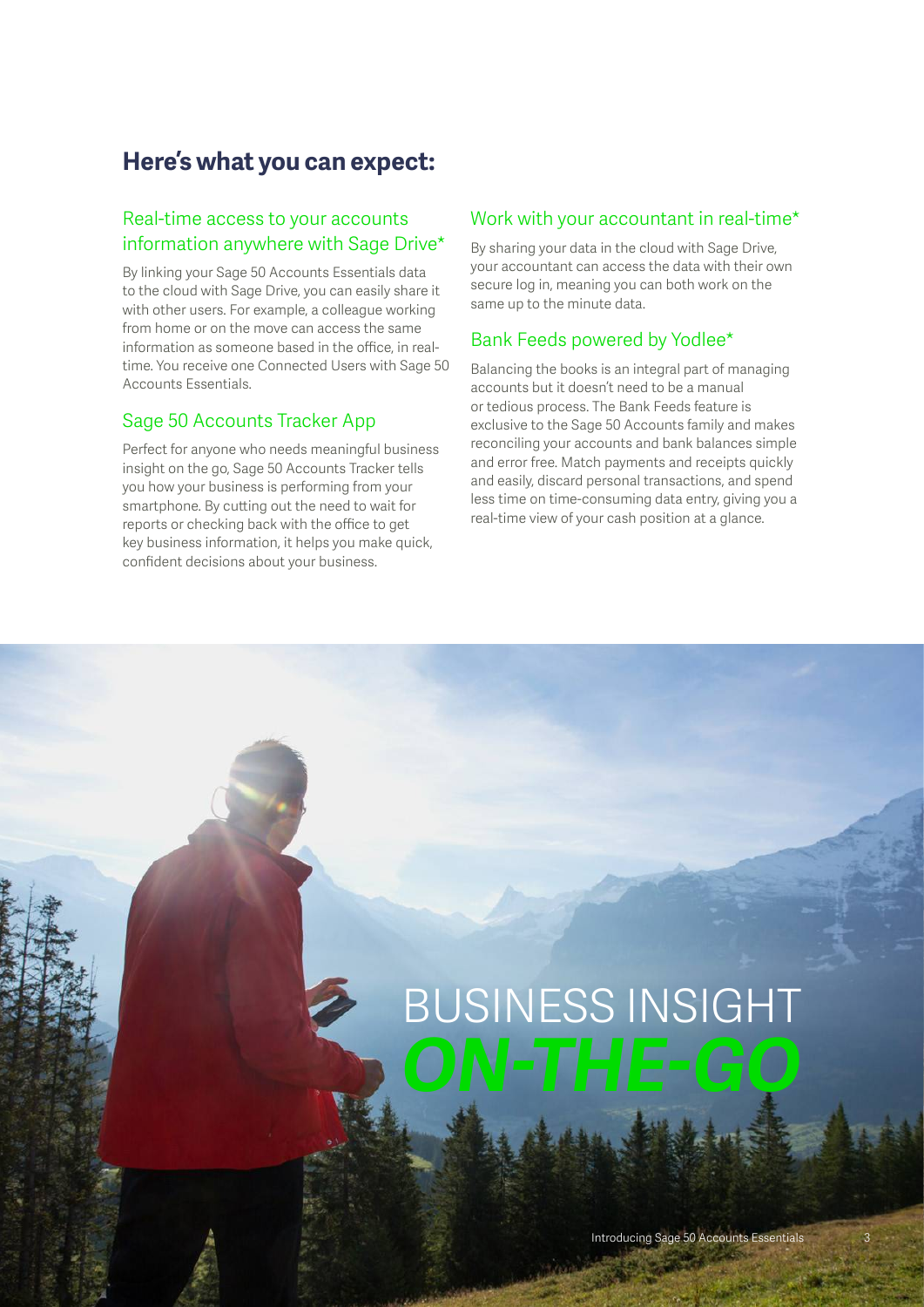## Here's what you can expect:

### Real-time access to your accounts information anywhere with Sage Drive*

By linking your Sage 50 Accounts Essentials data to the cloud with Sage Drive, you can easily share it with other users. For example, a colleague working from home or on the move can access the same information as someone based in the office, in real-time. You receive one Connected Users with Sage 50 Accounts Essentials.

### Sage 50 Accounts Tracker App

Perfect for anyone who needs meaningful business insight on the go, Sage 50 Accounts Tracker tells you how your business is performing from your smartphone. By cutting out the need to wait for reports or checking back with the office to get key business information, it helps you make quick, confident decisions about your business.

### Work with your accountant in real-time*

By sharing your data in the cloud with Sage Drive, your accountant can access the data with their own secure log in, meaning you can both work on the same up to the minute data.

### Bank Feeds powered by Yodlee*

Balancing the books is an integral part of managing accounts but it doesn't need to be a manual or tedious process. The Bank Feeds feature is exclusive to the Sage 50 Accounts family and makes reconciling your accounts and bank balances simple and error free. Match payments and receipts quickly and easily, discard personal transactions, and spend less time on time-consuming data entry, giving you a real-time view of your cash position at a glance.

BUSINESS INSIGHT
***ON-THE-GO***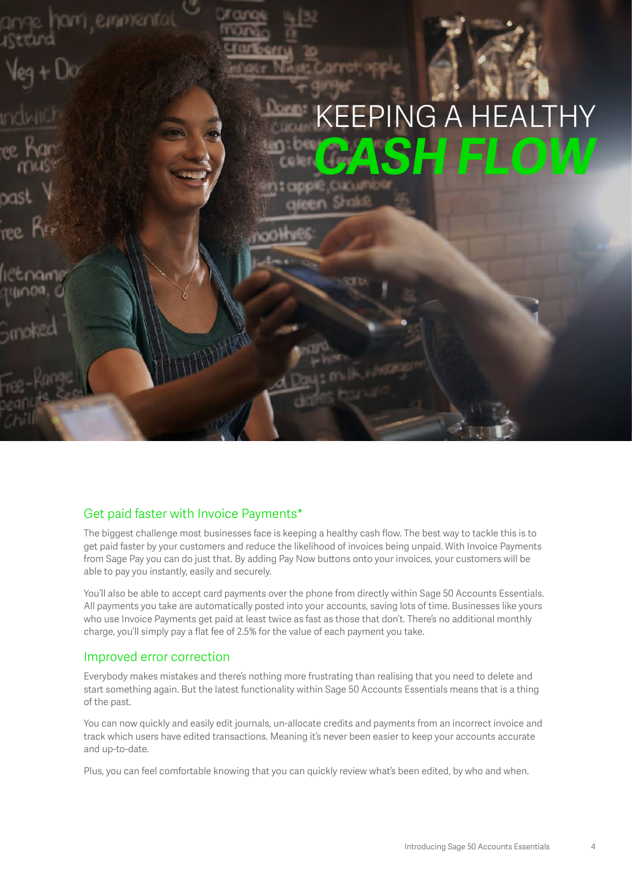# KEEPING A HEALTHY **CASH FLOW**

## Get paid faster with Invoice Payments*

The biggest challenge most businesses face is keeping a healthy cash flow. The best way to tackle this is to get paid faster by your customers and reduce the likelihood of invoices being unpaid. With Invoice Payments from Sage Pay you can do just that. By adding Pay Now buttons onto your invoices, your customers will be able to pay you instantly, easily and securely.

You'll also be able to accept card payments over the phone from directly within Sage 50 Accounts Essentials. All payments you take are automatically posted into your accounts, saving lots of time. Businesses like yours who use Invoice Payments get paid at least twice as fast as those that don't. There's no additional monthly charge, you'll simply pay a flat fee of 2.5% for the value of each payment you take.

## Improved error correction

Everybody makes mistakes and there's nothing more frustrating than realising that you need to delete and start something again. But the latest functionality within Sage 50 Accounts Essentials means that is a thing of the past.

You can now quickly and easily edit journals, un-allocate credits and payments from an incorrect invoice and track which users have edited transactions. Meaning it's never been easier to keep your accounts accurate and up-to-date.

Plus, you can feel comfortable knowing that you can quickly review what's been edited, by who and when.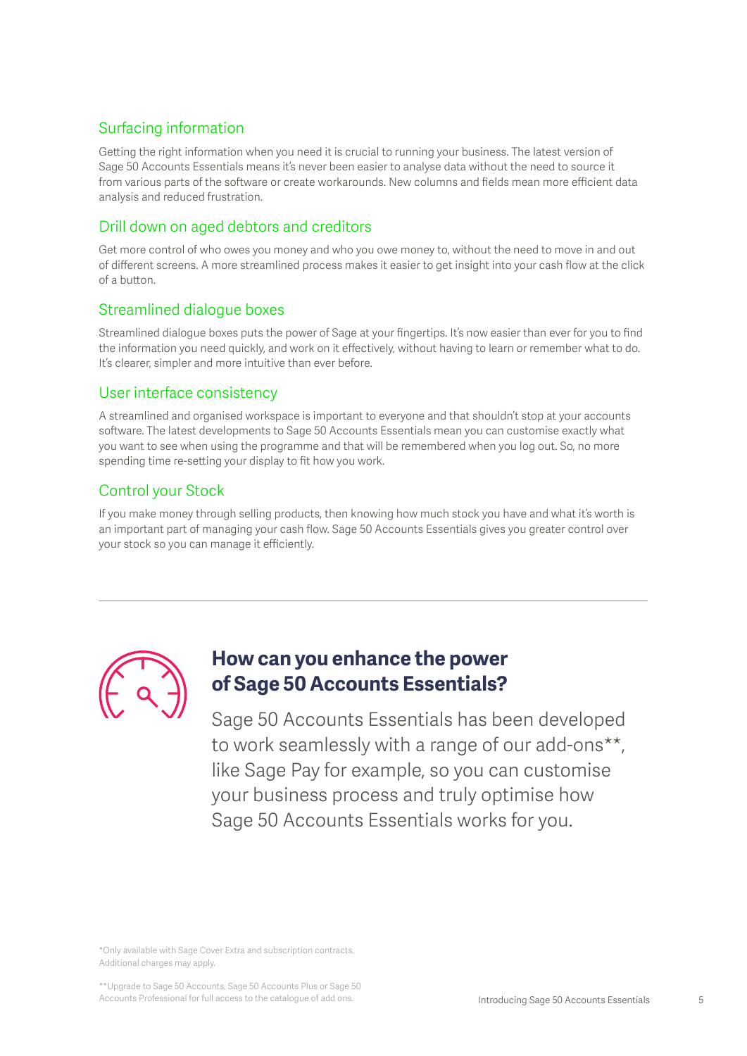## Surfacing information

Getting the right information when you need it is crucial to running your business. The latest version of Sage 50 Accounts Essentials means it's never been easier to analyse data without the need to source it from various parts of the software or create workarounds. New columns and fields mean more efficient data analysis and reduced frustration.

## Drill down on aged debtors and creditors

Get more control of who owes you money and who you owe money to, without the need to move in and out of different screens. A more streamlined process makes it easier to get insight into your cash flow at the click of a button.

## Streamlined dialogue boxes

Streamlined dialogue boxes puts the power of Sage at your fingertips. It's now easier than ever for you to find the information you need quickly, and work on it effectively, without having to learn or remember what to do. It's clearer, simpler and more intuitive than ever before.

## User interface consistency

A streamlined and organised workspace is important to everyone and that shouldn't stop at your accounts software. The latest developments to Sage 50 Accounts Essentials mean you can customise exactly what you want to see when using the programme and that will be remembered when you log out. So, no more spending time re-setting your display to fit how you work.

## Control your Stock

If you make money through selling products, then knowing how much stock you have and what it's worth is an important part of managing your cash flow. Sage 50 Accounts Essentials gives you greater control over your stock so you can manage it efficiently.

---

## How can you enhance the power of Sage 50 Accounts Essentials?

Sage 50 Accounts Essentials has been developed to work seamlessly with a range of our add-ons**, like Sage Pay for example, so you can customise your business process and truly optimise how Sage 50 Accounts Essentials works for you.

*Only available with Sage Cover Extra and subscription contracts. Additional charges may apply.

**Upgrade to Sage 50 Accounts, Sage 50 Accounts Plus or Sage 50 Accounts Professional for full access to the catalogue of add ons.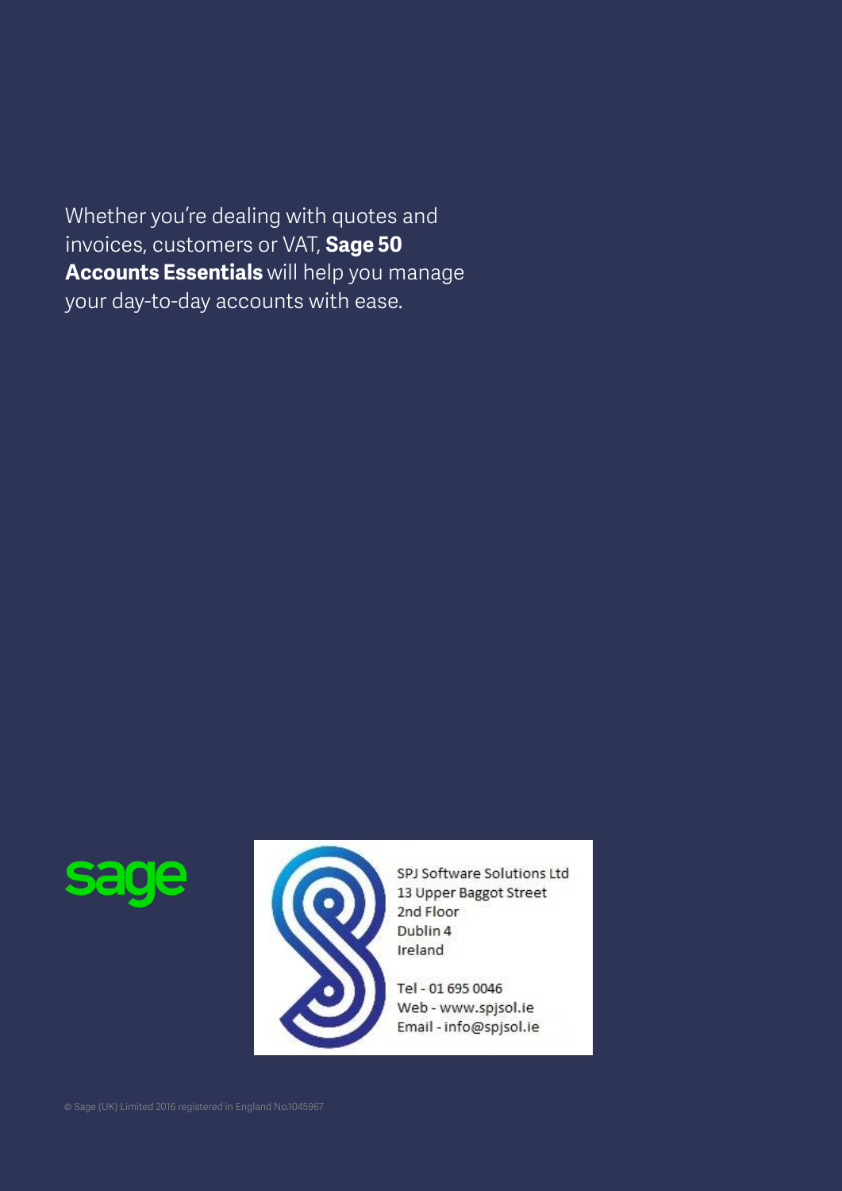Whether you're dealing with quotes and invoices, customers or VAT, **Sage 50 Accounts Essentials** will help you manage your day-to-day accounts with ease.

sage

SPJ Software Solutions Ltd
13 Upper Baggot Street
2nd Floor
Dublin 4
Ireland

Tel - 01 695 0046
Web - www.spjsol.ie
Email - info@spjsol.ie

© Sage (UK) Limited 2016 registered in England No.1045967